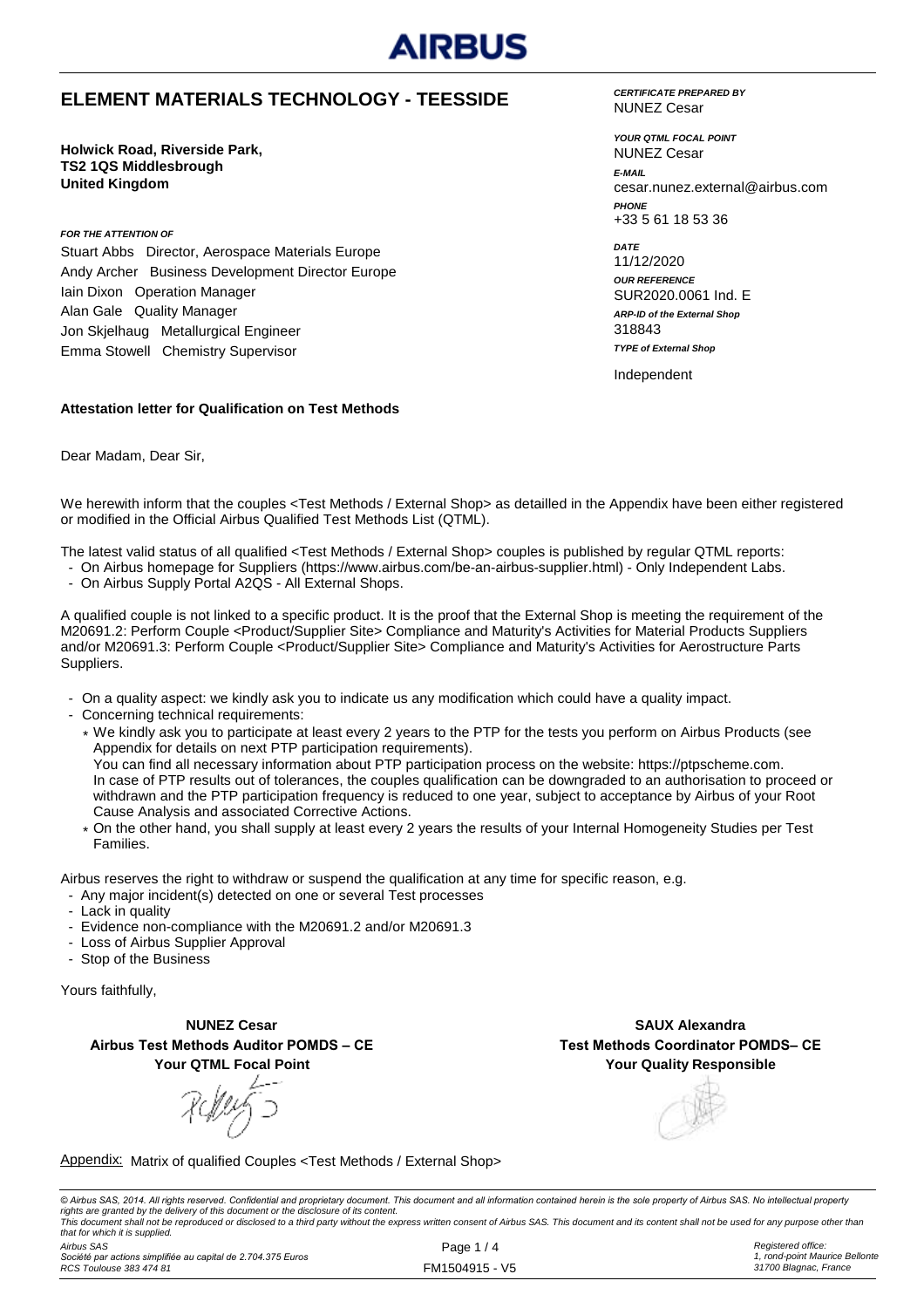AIRBUS

# ELEMENT MATERIALS TECHNOLOGY - TEESSIDE

**Holwick Road, Riverside Park,**
**TS2 1QS Middlesbrough**
**United Kingdom**

***FOR THE ATTENTION OF***

Stuart Abbs Director, Aerospace Materials Europe
Andy Archer Business Development Director Europe
Iain Dixon Operation Manager
Alan Gale Quality Manager
Jon Skjelhaug Metallurgical Engineer
Emma Stowell Chemistry Supervisor

***CERTIFICATE PREPARED BY***
NUNEZ Cesar

***YOUR QTML FOCAL POINT***
NUNEZ Cesar

***E-MAIL***
cesar.nunez.external@airbus.com

***PHONE***
+33 5 61 18 53 36

***DATE***
11/12/2020

***OUR REFERENCE***
SUR2020.0061 Ind. E

***ARP-ID of the External Shop***
318843

***TYPE of External Shop***
Independent

**Attestation letter for Qualification on Test Methods**

Dear Madam, Dear Sir,

We herewith inform that the couples <Test Methods / External Shop> as detailled in the Appendix have been either registered or modified in the Official Airbus Qualified Test Methods List (QTML).

The latest valid status of all qualified <Test Methods / External Shop> couples is published by regular QTML reports:

- On Airbus homepage for Suppliers (https://www.airbus.com/be-an-airbus-supplier.html) - Only Independent Labs.
- On Airbus Supply Portal A2QS - All External Shops.

A qualified couple is not linked to a specific product. It is the proof that the External Shop is meeting the requirement of the M20691.2: Perform Couple <Product/Supplier Site> Compliance and Maturity's Activities for Material Products Suppliers and/or M20691.3: Perform Couple <Product/Supplier Site> Compliance and Maturity's Activities for Aerostructure Parts Suppliers.

- On a quality aspect: we kindly ask you to indicate us any modification which could have a quality impact.
- Concerning technical requirements:
  - * We kindly ask you to participate at least every 2 years to the PTP for the tests you perform on Airbus Products (see Appendix for details on next PTP participation requirements).
    You can find all necessary information about PTP participation process on the website: https://ptpscheme.com.
    In case of PTP results out of tolerances, the couples qualification can be downgraded to an authorisation to proceed or withdrawn and the PTP participation frequency is reduced to one year, subject to acceptance by Airbus of your Root Cause Analysis and associated Corrective Actions.
  - * On the other hand, you shall supply at least every 2 years the results of your Internal Homogeneity Studies per Test Families.

Airbus reserves the right to withdraw or suspend the qualification at any time for specific reason, e.g.

- Any major incident(s) detected on one or several Test processes
- Lack in quality
- Evidence non-compliance with the M20691.2 and/or M20691.3
- Loss of Airbus Supplier Approval
- Stop of the Business

Yours faithfully,

**NUNEZ Cesar**
**Airbus Test Methods Auditor POMDS – CE**
**Your QTML Focal Point**

**SAUX Alexandra**
**Test Methods Coordinator POMDS– CE**
**Your Quality Responsible**

Appendix: Matrix of qualified Couples <Test Methods / External Shop>

*© Airbus SAS, 2014. All rights reserved. Confidential and proprietary document. This document and all information contained herein is the sole property of Airbus SAS. No intellectual property rights are granted by the delivery of this document or the disclosure of its content.*
*This document shall not be reproduced or disclosed to a third party without the express written consent of Airbus SAS. This document and its content shall not be used for any purpose other than that for which it is supplied.*

*Airbus SAS*
*Société par actions simplifiée au capital de 2.704.375 Euros*
*RCS Toulouse 383 474 81*

FM1504915 - V5

*Registered office:*
*1, rond-point Maurice Bellonte*
*31700 Blagnac, France*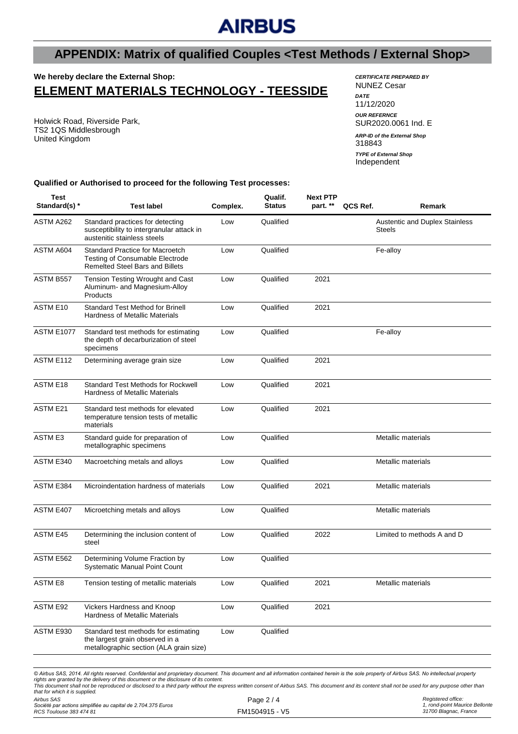## APPENDIX: Matrix of qualified Couples <Test Methods / External Shop>

**We hereby declare the External Shop:**

# ELEMENT MATERIALS TECHNOLOGY - TEESSIDE

Holwick Road, Riverside Park,
TS2 1QS Middlesbrough
United Kingdom

***CERTIFICATE PREPARED BY***
NUNEZ Cesar

***DATE***
11/12/2020

***OUR REFERNCE***
SUR2020.0061 Ind. E

***ARP-ID of the External Shop***
318843

***TYPE of External Shop***
Independent

**Qualified or Authorised to proceed for the following Test processes:**

| Test Standard(s) * | Test label | Complex. | Qualif. Status | Next PTP part. ** | QCS Ref. | Remark |
|---|---|---|---|---|---|---|
| ASTM A262 | Standard practices for detecting susceptibility to intergranular attack in austenitic stainless steels | Low | Qualified | | | Austentic and Duplex Stainless Steels |
| ASTM A604 | Standard Practice for Macroetch Testing of Consumable Electrode Remelted Steel Bars and Billets | Low | Qualified | | | Fe-alloy |
| ASTM B557 | Tension Testing Wrought and Cast Aluminum- and Magnesium-Alloy Products | Low | Qualified | 2021 | | |
| ASTM E10 | Standard Test Method for Brinell Hardness of Metallic Materials | Low | Qualified | 2021 | | |
| ASTM E1077 | Standard test methods for estimating the depth of decarburization of steel specimens | Low | Qualified | | | Fe-alloy |
| ASTM E112 | Determining average grain size | Low | Qualified | 2021 | | |
| ASTM E18 | Standard Test Methods for Rockwell Hardness of Metallic Materials | Low | Qualified | 2021 | | |
| ASTM E21 | Standard test methods for elevated temperature tension tests of metallic materials | Low | Qualified | 2021 | | |
| ASTM E3 | Standard guide for preparation of metallographic specimens | Low | Qualified | | | Metallic materials |
| ASTM E340 | Macroetching metals and alloys | Low | Qualified | | | Metallic materials |
| ASTM E384 | Microindentation hardness of materials | Low | Qualified | 2021 | | Metallic materials |
| ASTM E407 | Microetching metals and alloys | Low | Qualified | | | Metallic materials |
| ASTM E45 | Determining the inclusion content of steel | Low | Qualified | 2022 | | Limited to methods A and D |
| ASTM E562 | Determining Volume Fraction by Systematic Manual Point Count | Low | Qualified | | | |
| ASTM E8 | Tension testing of metallic materials | Low | Qualified | 2021 | | Metallic materials |
| ASTM E92 | Vickers Hardness and Knoop Hardness of Metallic Materials | Low | Qualified | 2021 | | |
| ASTM E930 | Standard test methods for estimating the largest grain observed in a metallographic section (ALA grain size) | Low | Qualified | | | |

*© Airbus SAS, 2014. All rights reserved. Confidential and proprietary document. This document and all information contained herein is the sole property of Airbus SAS. No intellectual property rights are granted by the delivery of this document or the disclosure of its content.*
*This document shall not be reproduced or disclosed to a third party without the express written consent of Airbus SAS. This document and its content shall not be used for any purpose other than that for which it is supplied.*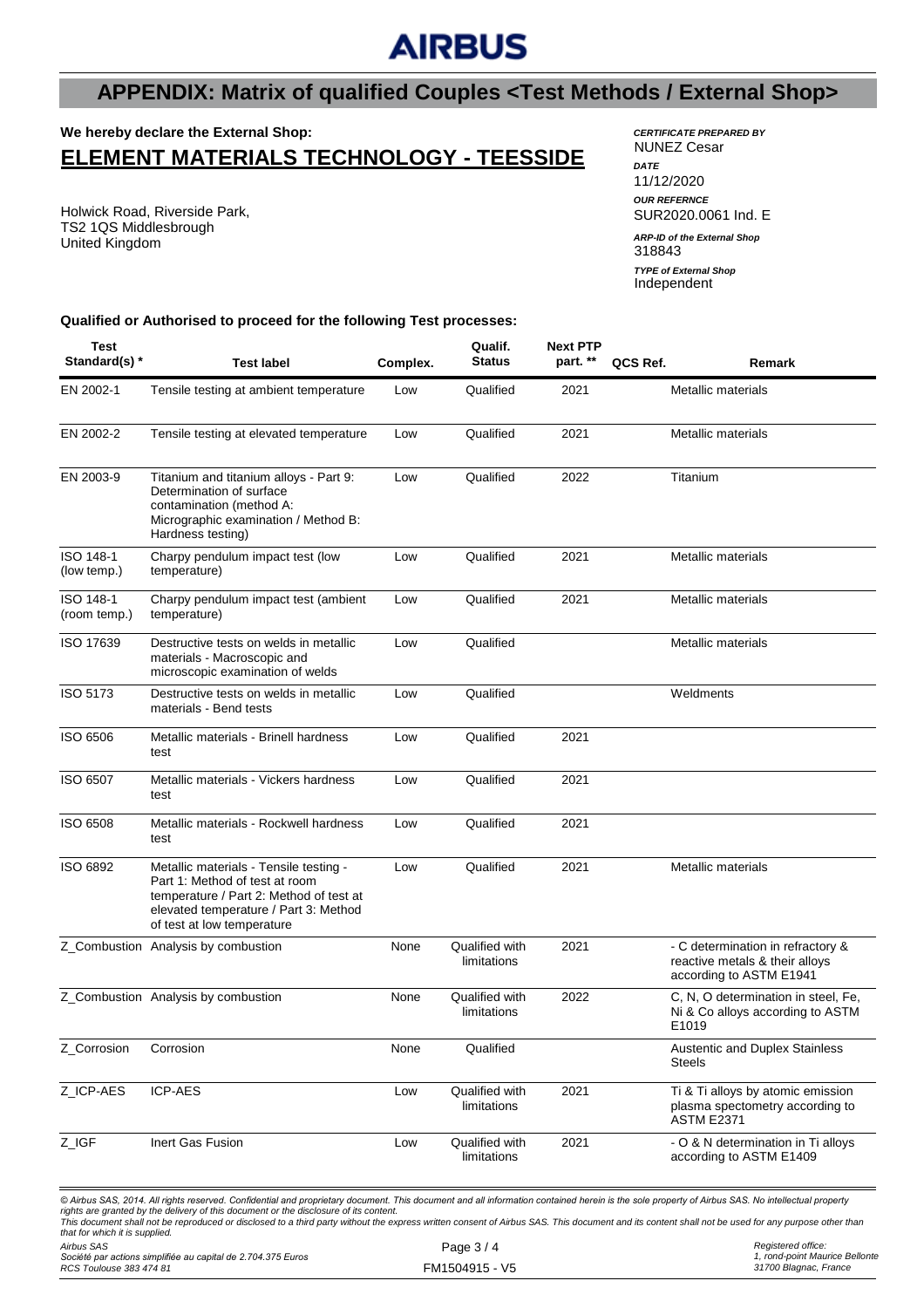# APPENDIX: Matrix of qualified Couples <Test Methods / External Shop>

**We hereby declare the External Shop:**

## ELEMENT MATERIALS TECHNOLOGY - TEESSIDE

Holwick Road, Riverside Park,
TS2 1QS Middlesbrough
United Kingdom

***CERTIFICATE PREPARED BY***
NUNEZ Cesar

***DATE***
11/12/2020

***OUR REFERNCE***
SUR2020.0061 Ind. E

***ARP-ID of the External Shop***
318843

***TYPE of External Shop***
Independent

**Qualified or Authorised to proceed for the following Test processes:**

| Test Standard(s) * | Test label | Complex. | Qualif. Status | Next PTP part. ** | QCS Ref. | Remark |
|---|---|---|---|---|---|---|
| EN 2002-1 | Tensile testing at ambient temperature | Low | Qualified | 2021 | | Metallic materials |
| EN 2002-2 | Tensile testing at elevated temperature | Low | Qualified | 2021 | | Metallic materials |
| EN 2003-9 | Titanium and titanium alloys - Part 9: Determination of surface contamination (method A: Micrographic examination / Method B: Hardness testing) | Low | Qualified | 2022 | | Titanium |
| ISO 148-1 (low temp.) | Charpy pendulum impact test (low temperature) | Low | Qualified | 2021 | | Metallic materials |
| ISO 148-1 (room temp.) | Charpy pendulum impact test (ambient temperature) | Low | Qualified | 2021 | | Metallic materials |
| ISO 17639 | Destructive tests on welds in metallic materials - Macroscopic and microscopic examination of welds | Low | Qualified | | | Metallic materials |
| ISO 5173 | Destructive tests on welds in metallic materials - Bend tests | Low | Qualified | | | Weldments |
| ISO 6506 | Metallic materials - Brinell hardness test | Low | Qualified | 2021 | | |
| ISO 6507 | Metallic materials - Vickers hardness test | Low | Qualified | 2021 | | |
| ISO 6508 | Metallic materials - Rockwell hardness test | Low | Qualified | 2021 | | |
| ISO 6892 | Metallic materials - Tensile testing - Part 1: Method of test at room temperature / Part 2: Method of test at elevated temperature / Part 3: Method of test at low temperature | Low | Qualified | 2021 | | Metallic materials |
| Z_Combustion | Analysis by combustion | None | Qualified with limitations | 2021 | | - C determination in refractory & reactive metals & their alloys according to ASTM E1941 |
| Z_Combustion | Analysis by combustion | None | Qualified with limitations | 2022 | | C, N, O determination in steel, Fe, Ni & Co alloys according to ASTM E1019 |
| Z_Corrosion | Corrosion | None | Qualified | | | Austentic and Duplex Stainless Steels |
| Z_ICP-AES | ICP-AES | Low | Qualified with limitations | 2021 | | Ti & Ti alloys by atomic emission plasma spectometry according to ASTM E2371 |
| Z_IGF | Inert Gas Fusion | Low | Qualified with limitations | 2021 | | - O & N determination in Ti alloys according to ASTM E1409 |

*© Airbus SAS, 2014. All rights reserved. Confidential and proprietary document. This document and all information contained herein is the sole property of Airbus SAS. No intellectual property rights are granted by the delivery of this document or the disclosure of its content.*
*This document shall not be reproduced or disclosed to a third party without the express written consent of Airbus SAS. This document and its content shall not be used for any purpose other than that for which it is supplied.*

*Airbus SAS*
*Société par actions simplifiée au capital de 2.704.375 Euros*
*RCS Toulouse 383 474 81*

FM1504915 - V5

*Registered office:*
*1, rond-point Maurice Bellonte*
*31700 Blagnac, France*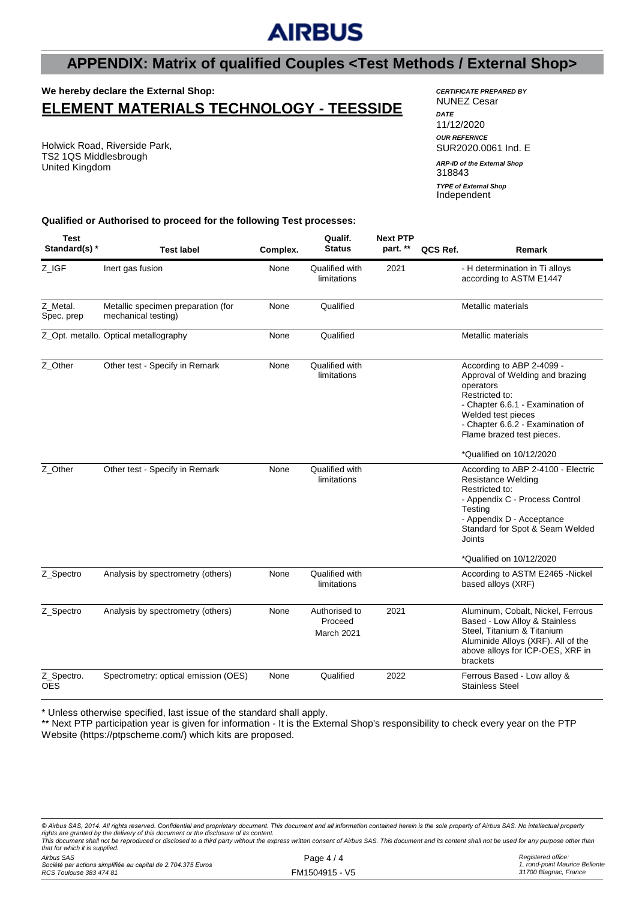# APPENDIX: Matrix of qualified Couples <Test Methods / External Shop>

**We hereby declare the External Shop:**

## ELEMENT MATERIALS TECHNOLOGY - TEESSIDE

Holwick Road, Riverside Park,
TS2 1QS Middlesbrough
United Kingdom

***CERTIFICATE PREPARED BY***
NUNEZ Cesar

***DATE***
11/12/2020

***OUR REFERNCE***
SUR2020.0061 Ind. E

***ARP-ID of the External Shop***
318843

***TYPE of External Shop***
Independent

**Qualified or Authorised to proceed for the following Test processes:**

| Test Standard(s) * | Test label | Complex. | Qualif. Status | Next PTP part. ** | QCS Ref. | Remark |
|---|---|---|---|---|---|---|
| Z_IGF | Inert gas fusion | None | Qualified with limitations | 2021 | | - H determination in Ti alloys according to ASTM E1447 |
| Z_Metal. Spec. prep | Metallic specimen preparation (for mechanical testing) | None | Qualified | | | Metallic materials |
| Z_Opt. metallo. | Optical metallography | None | Qualified | | | Metallic materials |
| Z_Other | Other test - Specify in Remark | None | Qualified with limitations | | | According to ABP 2-4099 - Approval of Welding and brazing operators<br>Restricted to:<br>- Chapter 6.6.1 - Examination of Welded test pieces<br>- Chapter 6.6.2 - Examination of Flame brazed test pieces.<br><br>*Qualified on 10/12/2020 |
| Z_Other | Other test - Specify in Remark | None | Qualified with limitations | | | According to ABP 2-4100 - Electric Resistance Welding<br>Restricted to:<br>- Appendix C - Process Control Testing<br>- Appendix D - Acceptance Standard for Spot & Seam Welded Joints<br><br>*Qualified on 10/12/2020 |
| Z_Spectro | Analysis by spectrometry (others) | None | Qualified with limitations | | | According to ASTM E2465 -Nickel based alloys (XRF) |
| Z_Spectro | Analysis by spectrometry (others) | None | Authorised to Proceed March 2021 | 2021 | | Aluminum, Cobalt, Nickel, Ferrous Based - Low Alloy & Stainless Steel, Titanium & Titanium Aluminide Alloys (XRF). All of the above alloys for ICP-OES, XRF in brackets |
| Z_Spectro. OES | Spectrometry: optical emission (OES) | None | Qualified | 2022 | | Ferrous Based - Low alloy & Stainless Steel |

* Unless otherwise specified, last issue of the standard shall apply.
** Next PTP participation year is given for information - It is the External Shop's responsibility to check every year on the PTP Website (https://ptpscheme.com/) which kits are proposed.